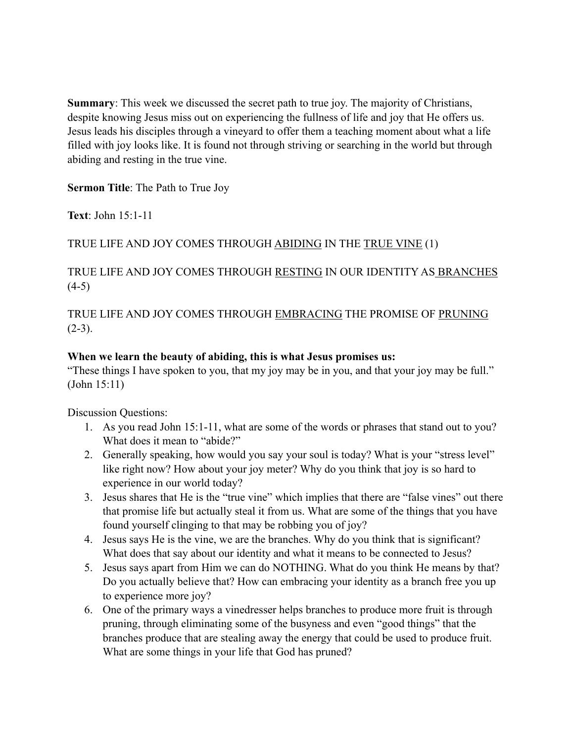**Summary**: This week we discussed the secret path to true joy. The majority of Christians, despite knowing Jesus miss out on experiencing the fullness of life and joy that He offers us. Jesus leads his disciples through a vineyard to offer them a teaching moment about what a life filled with joy looks like. It is found not through striving or searching in the world but through abiding and resting in the true vine.

**Sermon Title**: The Path to True Joy

**Text**: John 15:1-11

TRUE LIFE AND JOY COMES THROUGH <u>ABIDING</u> IN THE <u>TRUE VINE</u> (1)

TRUE LIFE AND JOY COMES THROUGH <u>RESTING</u> IN OUR IDENTITY AS <u>BRANCHES</u> (4-5)

TRUE LIFE AND JOY COMES THROUGH <u>EMBRACING</u> THE PROMISE OF <u>PRUNING</u> (2-3).

**When we learn the beauty of abiding, this is what Jesus promises us:**
"These things I have spoken to you, that my joy may be in you, and that your joy may be full." (John 15:11)

Discussion Questions:

1. As you read John 15:1-11, what are some of the words or phrases that stand out to you? What does it mean to "abide?"
2. Generally speaking, how would you say your soul is today? What is your "stress level" like right now? How about your joy meter? Why do you think that joy is so hard to experience in our world today?
3. Jesus shares that He is the "true vine" which implies that there are "false vines" out there that promise life but actually steal it from us. What are some of the things that you have found yourself clinging to that may be robbing you of joy?
4. Jesus says He is the vine, we are the branches. Why do you think that is significant? What does that say about our identity and what it means to be connected to Jesus?
5. Jesus says apart from Him we can do NOTHING. What do you think He means by that? Do you actually believe that? How can embracing your identity as a branch free you up to experience more joy?
6. One of the primary ways a vinedresser helps branches to produce more fruit is through pruning, through eliminating some of the busyness and even "good things" that the branches produce that are stealing away the energy that could be used to produce fruit. What are some things in your life that God has pruned?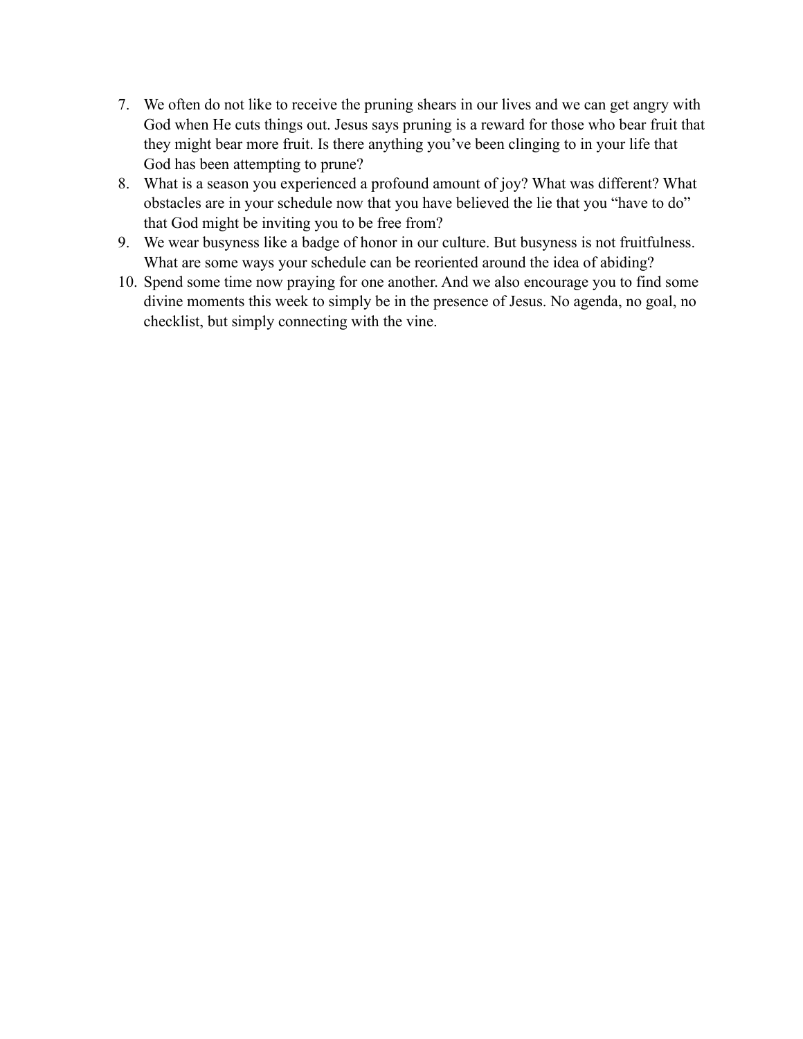7. We often do not like to receive the pruning shears in our lives and we can get angry with God when He cuts things out. Jesus says pruning is a reward for those who bear fruit that they might bear more fruit. Is there anything you've been clinging to in your life that God has been attempting to prune?
8. What is a season you experienced a profound amount of joy? What was different? What obstacles are in your schedule now that you have believed the lie that you "have to do" that God might be inviting you to be free from?
9. We wear busyness like a badge of honor in our culture. But busyness is not fruitfulness. What are some ways your schedule can be reoriented around the idea of abiding?
10. Spend some time now praying for one another. And we also encourage you to find some divine moments this week to simply be in the presence of Jesus. No agenda, no goal, no checklist, but simply connecting with the vine.